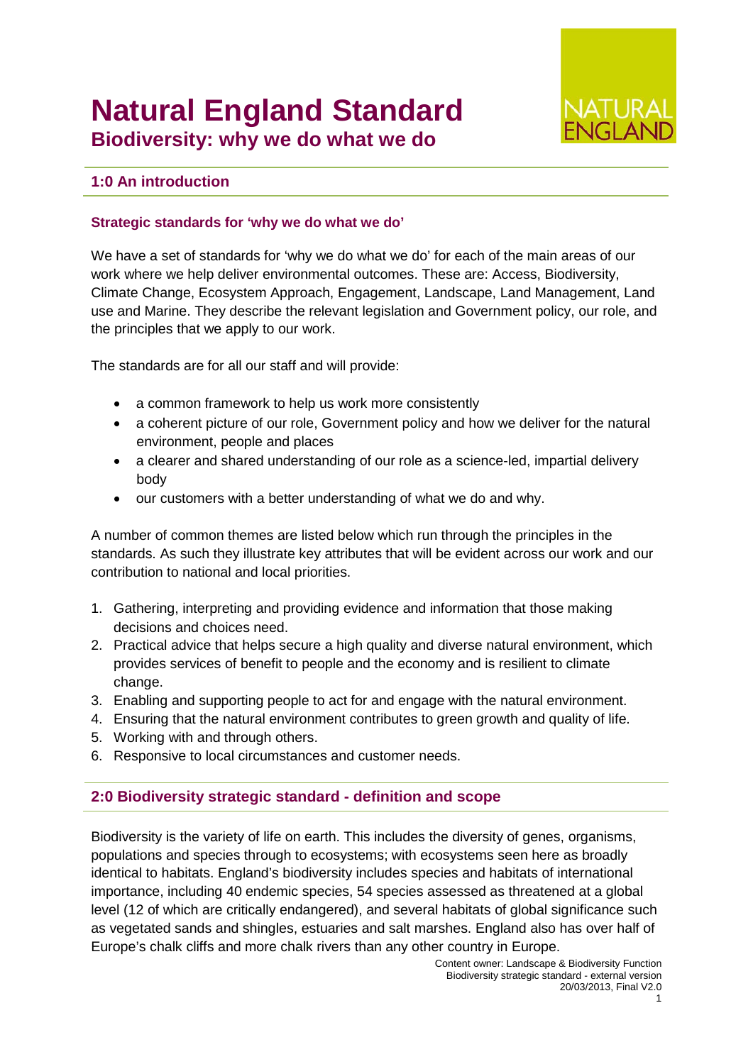# Natural England Standard

## Biodiversity: why we do what we do

### 1:0 An introduction

#### Strategic standards for 'why we do what we do'

We have a set of standards for 'why we do what we do' for each of the main areas of our work where we help deliver environmental outcomes. These are: Access, Biodiversity, Climate Change, Ecosystem Approach, Engagement, Landscape, Land Management, Land use and Marine. They describe the relevant legislation and Government policy, our role, and the principles that we apply to our work.

The standards are for all our staff and will provide:

- a common framework to help us work more consistently
- a coherent picture of our role, Government policy and how we deliver for the natural environment, people and places
- a clearer and shared understanding of our role as a science-led, impartial delivery body
- our customers with a better understanding of what we do and why.

A number of common themes are listed below which run through the principles in the standards. As such they illustrate key attributes that will be evident across our work and our contribution to national and local priorities.

1. Gathering, interpreting and providing evidence and information that those making decisions and choices need.
2. Practical advice that helps secure a high quality and diverse natural environment, which provides services of benefit to people and the economy and is resilient to climate change.
3. Enabling and supporting people to act for and engage with the natural environment.
4. Ensuring that the natural environment contributes to green growth and quality of life.
5. Working with and through others.
6. Responsive to local circumstances and customer needs.

### 2:0 Biodiversity strategic standard - definition and scope

Biodiversity is the variety of life on earth. This includes the diversity of genes, organisms, populations and species through to ecosystems; with ecosystems seen here as broadly identical to habitats. England's biodiversity includes species and habitats of international importance, including 40 endemic species, 54 species assessed as threatened at a global level (12 of which are critically endangered), and several habitats of global significance such as vegetated sands and shingles, estuaries and salt marshes. England also has over half of Europe's chalk cliffs and more chalk rivers than any other country in Europe.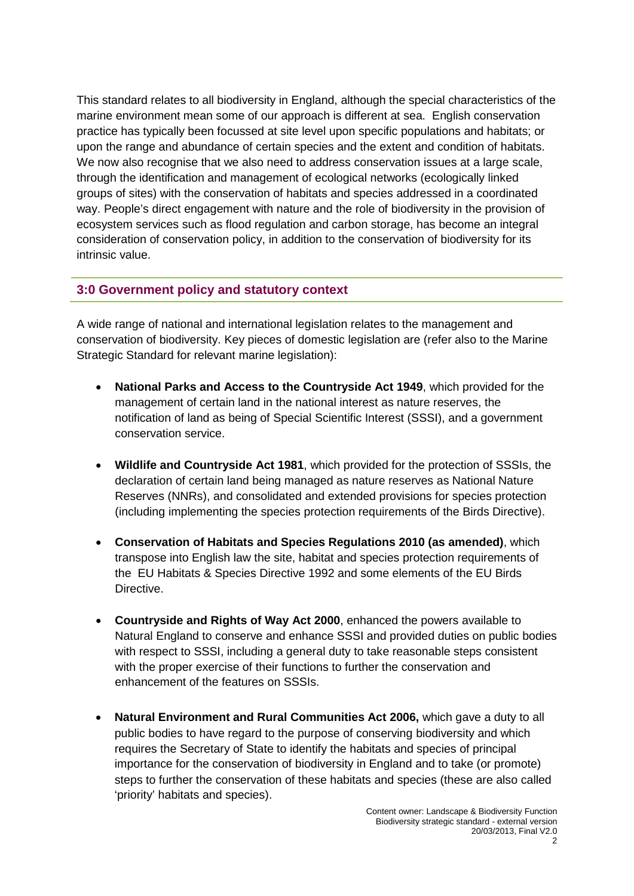This standard relates to all biodiversity in England, although the special characteristics of the marine environment mean some of our approach is different at sea. English conservation practice has typically been focussed at site level upon specific populations and habitats; or upon the range and abundance of certain species and the extent and condition of habitats. We now also recognise that we also need to address conservation issues at a large scale, through the identification and management of ecological networks (ecologically linked groups of sites) with the conservation of habitats and species addressed in a coordinated way. People's direct engagement with nature and the role of biodiversity in the provision of ecosystem services such as flood regulation and carbon storage, has become an integral consideration of conservation policy, in addition to the conservation of biodiversity for its intrinsic value.

## 3:0 Government policy and statutory context

A wide range of national and international legislation relates to the management and conservation of biodiversity. Key pieces of domestic legislation are (refer also to the Marine Strategic Standard for relevant marine legislation):

- **National Parks and Access to the Countryside Act 1949**, which provided for the management of certain land in the national interest as nature reserves, the notification of land as being of Special Scientific Interest (SSSI), and a government conservation service.
- **Wildlife and Countryside Act 1981**, which provided for the protection of SSSIs, the declaration of certain land being managed as nature reserves as National Nature Reserves (NNRs), and consolidated and extended provisions for species protection (including implementing the species protection requirements of the Birds Directive).
- **Conservation of Habitats and Species Regulations 2010 (as amended)**, which transpose into English law the site, habitat and species protection requirements of the EU Habitats & Species Directive 1992 and some elements of the EU Birds Directive.
- **Countryside and Rights of Way Act 2000**, enhanced the powers available to Natural England to conserve and enhance SSSI and provided duties on public bodies with respect to SSSI, including a general duty to take reasonable steps consistent with the proper exercise of their functions to further the conservation and enhancement of the features on SSSIs.
- **Natural Environment and Rural Communities Act 2006,** which gave a duty to all public bodies to have regard to the purpose of conserving biodiversity and which requires the Secretary of State to identify the habitats and species of principal importance for the conservation of biodiversity in England and to take (or promote) steps to further the conservation of these habitats and species (these are also called 'priority' habitats and species).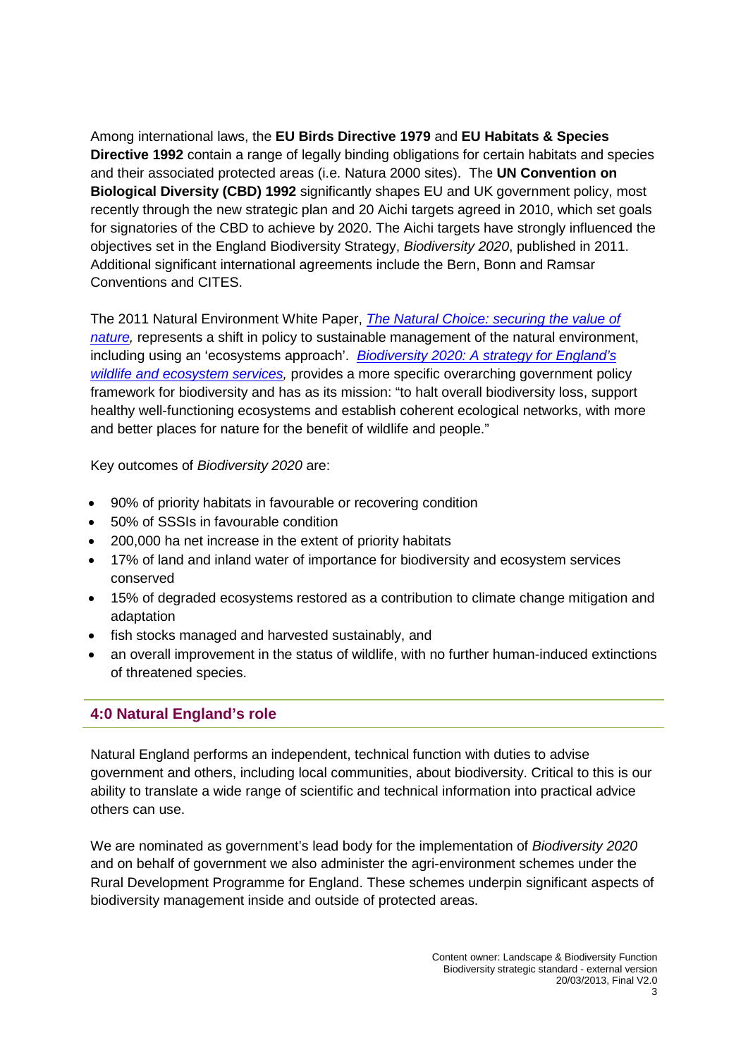Among international laws, the **EU Birds Directive 1979** and **EU Habitats & Species Directive 1992** contain a range of legally binding obligations for certain habitats and species and their associated protected areas (i.e. Natura 2000 sites). The **UN Convention on Biological Diversity (CBD) 1992** significantly shapes EU and UK government policy, most recently through the new strategic plan and 20 Aichi targets agreed in 2010, which set goals for signatories of the CBD to achieve by 2020. The Aichi targets have strongly influenced the objectives set in the England Biodiversity Strategy, *Biodiversity 2020*, published in 2011. Additional significant international agreements include the Bern, Bonn and Ramsar Conventions and CITES.

The 2011 Natural Environment White Paper, *The Natural Choice: securing the value of nature,* represents a shift in policy to sustainable management of the natural environment, including using an 'ecosystems approach'. *Biodiversity 2020: A strategy for England's wildlife and ecosystem services,* provides a more specific overarching government policy framework for biodiversity and has as its mission: "to halt overall biodiversity loss, support healthy well-functioning ecosystems and establish coherent ecological networks, with more and better places for nature for the benefit of wildlife and people."

Key outcomes of *Biodiversity 2020* are:

- 90% of priority habitats in favourable or recovering condition
- 50% of SSSIs in favourable condition
- 200,000 ha net increase in the extent of priority habitats
- 17% of land and inland water of importance for biodiversity and ecosystem services conserved
- 15% of degraded ecosystems restored as a contribution to climate change mitigation and adaptation
- fish stocks managed and harvested sustainably, and
- an overall improvement in the status of wildlife, with no further human-induced extinctions of threatened species.

## 4:0 Natural England's role

Natural England performs an independent, technical function with duties to advise government and others, including local communities, about biodiversity. Critical to this is our ability to translate a wide range of scientific and technical information into practical advice others can use.

We are nominated as government's lead body for the implementation of *Biodiversity 2020* and on behalf of government we also administer the agri-environment schemes under the Rural Development Programme for England. These schemes underpin significant aspects of biodiversity management inside and outside of protected areas.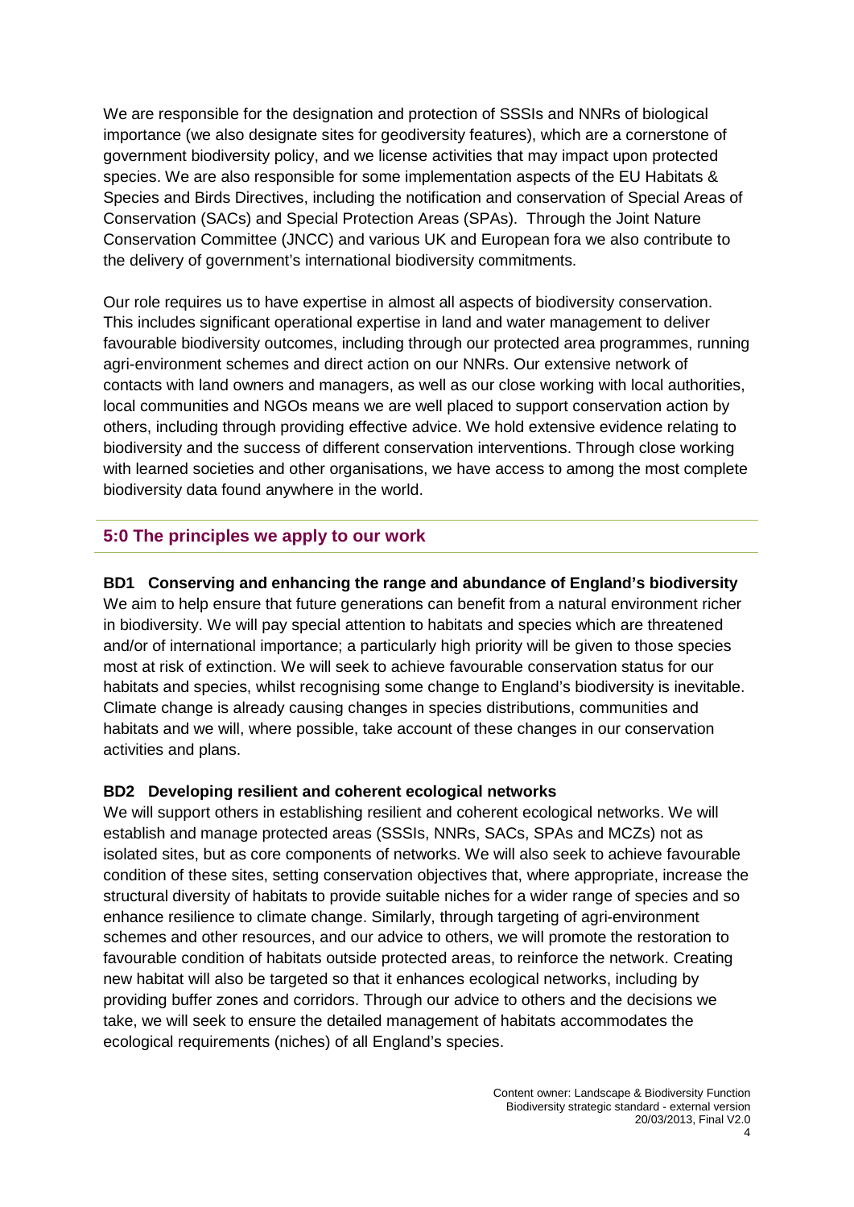We are responsible for the designation and protection of SSSIs and NNRs of biological importance (we also designate sites for geodiversity features), which are a cornerstone of government biodiversity policy, and we license activities that may impact upon protected species. We are also responsible for some implementation aspects of the EU Habitats & Species and Birds Directives, including the notification and conservation of Special Areas of Conservation (SACs) and Special Protection Areas (SPAs). Through the Joint Nature Conservation Committee (JNCC) and various UK and European fora we also contribute to the delivery of government's international biodiversity commitments.

Our role requires us to have expertise in almost all aspects of biodiversity conservation. This includes significant operational expertise in land and water management to deliver favourable biodiversity outcomes, including through our protected area programmes, running agri-environment schemes and direct action on our NNRs. Our extensive network of contacts with land owners and managers, as well as our close working with local authorities, local communities and NGOs means we are well placed to support conservation action by others, including through providing effective advice. We hold extensive evidence relating to biodiversity and the success of different conservation interventions. Through close working with learned societies and other organisations, we have access to among the most complete biodiversity data found anywhere in the world.

## 5:0 The principles we apply to our work

**BD1 Conserving and enhancing the range and abundance of England's biodiversity**

We aim to help ensure that future generations can benefit from a natural environment richer in biodiversity. We will pay special attention to habitats and species which are threatened and/or of international importance; a particularly high priority will be given to those species most at risk of extinction. We will seek to achieve favourable conservation status for our habitats and species, whilst recognising some change to England's biodiversity is inevitable. Climate change is already causing changes in species distributions, communities and habitats and we will, where possible, take account of these changes in our conservation activities and plans.

**BD2 Developing resilient and coherent ecological networks**

We will support others in establishing resilient and coherent ecological networks. We will establish and manage protected areas (SSSIs, NNRs, SACs, SPAs and MCZs) not as isolated sites, but as core components of networks. We will also seek to achieve favourable condition of these sites, setting conservation objectives that, where appropriate, increase the structural diversity of habitats to provide suitable niches for a wider range of species and so enhance resilience to climate change. Similarly, through targeting of agri-environment schemes and other resources, and our advice to others, we will promote the restoration to favourable condition of habitats outside protected areas, to reinforce the network. Creating new habitat will also be targeted so that it enhances ecological networks, including by providing buffer zones and corridors. Through our advice to others and the decisions we take, we will seek to ensure the detailed management of habitats accommodates the ecological requirements (niches) of all England's species.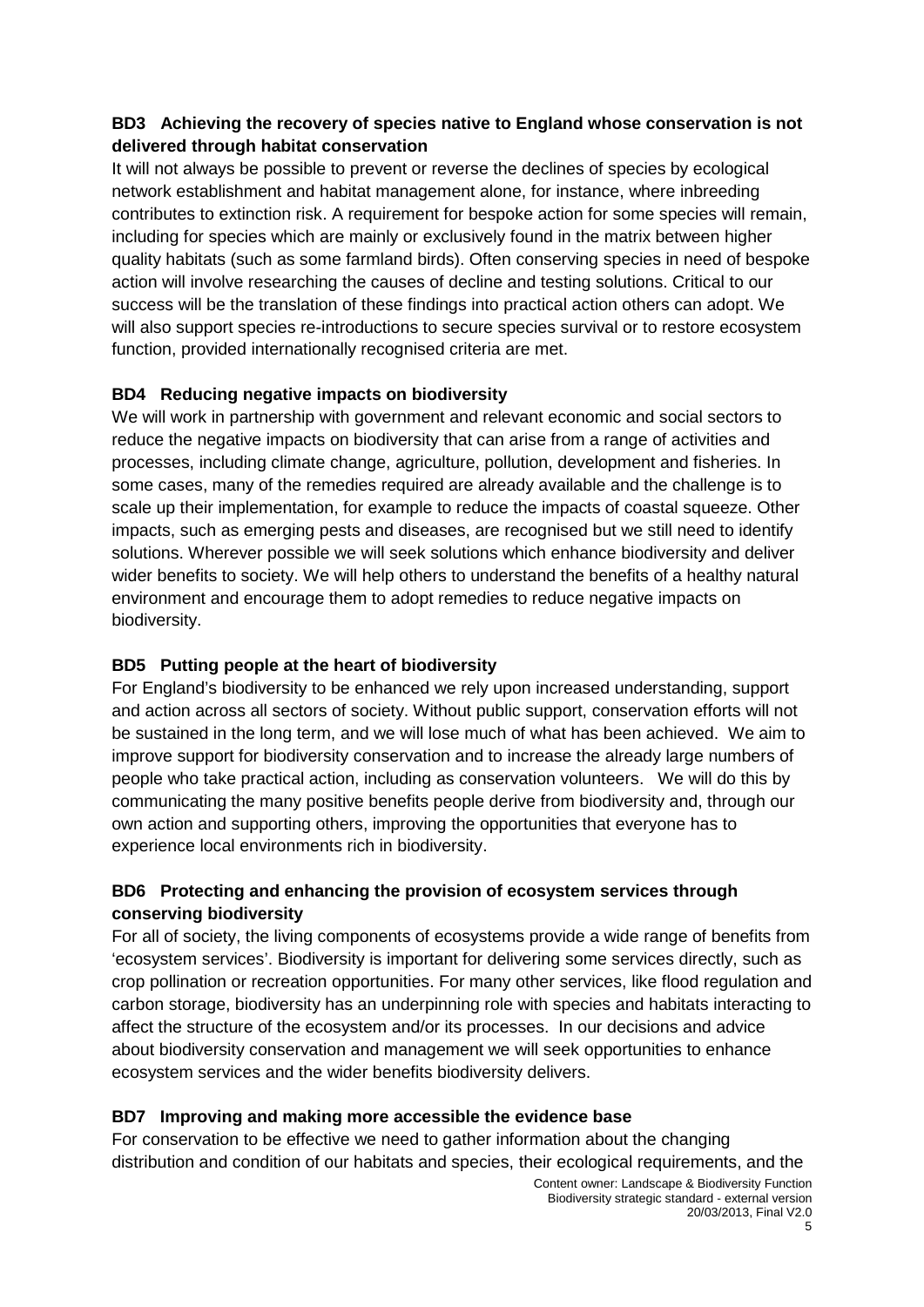### BD3 Achieving the recovery of species native to England whose conservation is not delivered through habitat conservation

It will not always be possible to prevent or reverse the declines of species by ecological network establishment and habitat management alone, for instance, where inbreeding contributes to extinction risk. A requirement for bespoke action for some species will remain, including for species which are mainly or exclusively found in the matrix between higher quality habitats (such as some farmland birds). Often conserving species in need of bespoke action will involve researching the causes of decline and testing solutions. Critical to our success will be the translation of these findings into practical action others can adopt. We will also support species re-introductions to secure species survival or to restore ecosystem function, provided internationally recognised criteria are met.

### BD4 Reducing negative impacts on biodiversity

We will work in partnership with government and relevant economic and social sectors to reduce the negative impacts on biodiversity that can arise from a range of activities and processes, including climate change, agriculture, pollution, development and fisheries. In some cases, many of the remedies required are already available and the challenge is to scale up their implementation, for example to reduce the impacts of coastal squeeze. Other impacts, such as emerging pests and diseases, are recognised but we still need to identify solutions. Wherever possible we will seek solutions which enhance biodiversity and deliver wider benefits to society. We will help others to understand the benefits of a healthy natural environment and encourage them to adopt remedies to reduce negative impacts on biodiversity.

### BD5 Putting people at the heart of biodiversity

For England's biodiversity to be enhanced we rely upon increased understanding, support and action across all sectors of society. Without public support, conservation efforts will not be sustained in the long term, and we will lose much of what has been achieved. We aim to improve support for biodiversity conservation and to increase the already large numbers of people who take practical action, including as conservation volunteers. We will do this by communicating the many positive benefits people derive from biodiversity and, through our own action and supporting others, improving the opportunities that everyone has to experience local environments rich in biodiversity.

### BD6 Protecting and enhancing the provision of ecosystem services through conserving biodiversity

For all of society, the living components of ecosystems provide a wide range of benefits from 'ecosystem services'. Biodiversity is important for delivering some services directly, such as crop pollination or recreation opportunities. For many other services, like flood regulation and carbon storage, biodiversity has an underpinning role with species and habitats interacting to affect the structure of the ecosystem and/or its processes. In our decisions and advice about biodiversity conservation and management we will seek opportunities to enhance ecosystem services and the wider benefits biodiversity delivers.

### BD7 Improving and making more accessible the evidence base

For conservation to be effective we need to gather information about the changing distribution and condition of our habitats and species, their ecological requirements, and the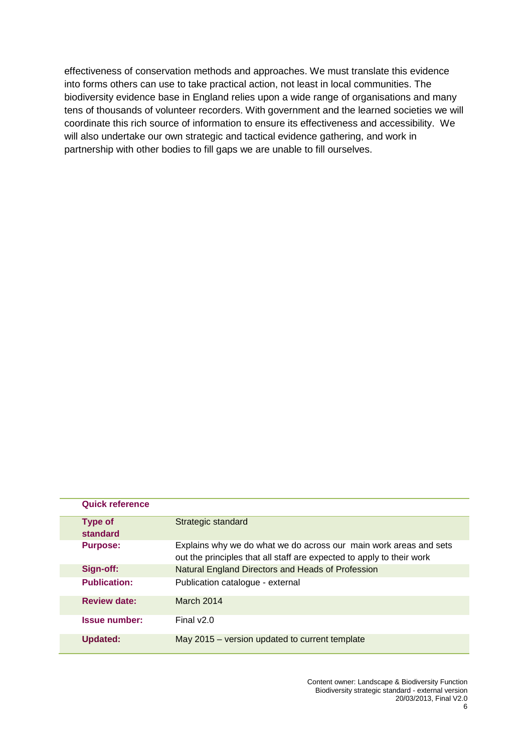effectiveness of conservation methods and approaches. We must translate this evidence into forms others can use to take practical action, not least in local communities. The biodiversity evidence base in England relies upon a wide range of organisations and many tens of thousands of volunteer recorders. With government and the learned societies we will coordinate this rich source of information to ensure its effectiveness and accessibility. We will also undertake our own strategic and tactical evidence gathering, and work in partnership with other bodies to fill gaps we are unable to fill ourselves.

| **Quick reference** | |
|---|---|
| **Type of standard** | Strategic standard |
| **Purpose:** | Explains why we do what we do across our main work areas and sets out the principles that all staff are expected to apply to their work |
| **Sign-off:** | Natural England Directors and Heads of Profession |
| **Publication:** | Publication catalogue - external |
| **Review date:** | March 2014 |
| **Issue number:** | Final v2.0 |
| **Updated:** | May 2015 – version updated to current template |